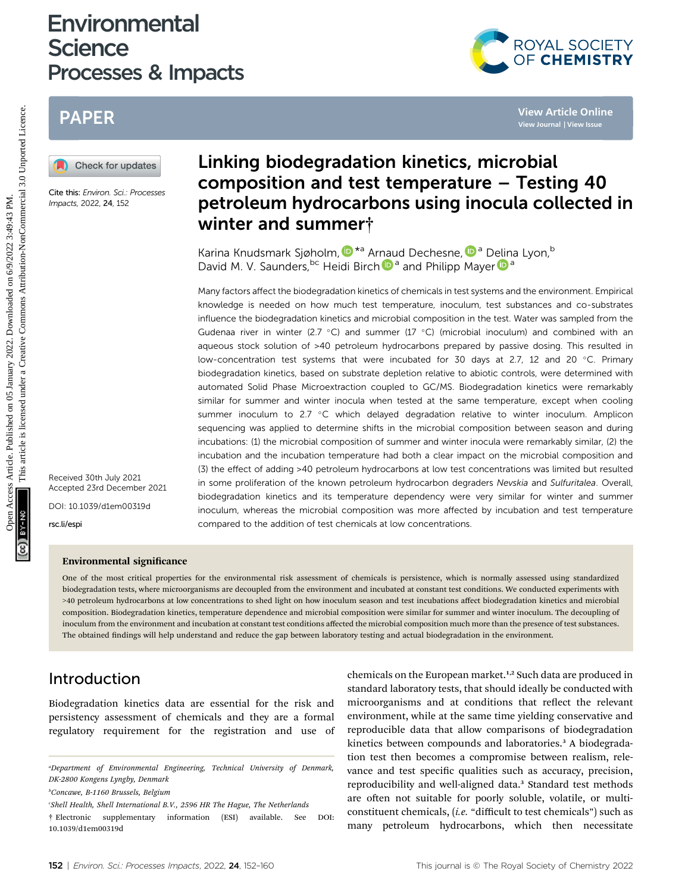# Linking biodegradation kinetics, microbial composition and test temperature – Testing 40 petroleum hydrocarbons using inocula collected in winter and summer†

Karina Knudsmark Sjøholm,*[a] Arnaud Dechesne,[a] Delina Lyon,[b] David M. V. Saunders,[bc] Heidi Birch[a] and Philipp Mayer[a]

Cite this: *Environ. Sci.: Processes Impacts*, 2022, **24**, 152

Received 30th July 2021
Accepted 23rd December 2021

DOI: 10.1039/d1em00319d

rsc.li/espi

Many factors affect the biodegradation kinetics of chemicals in test systems and the environment. Empirical knowledge is needed on how much test temperature, inoculum, test substances and co-substrates influence the biodegradation kinetics and microbial composition in the test. Water was sampled from the Gudenaa river in winter (2.7 °C) and summer (17 °C) (microbial inoculum) and combined with an aqueous stock solution of >40 petroleum hydrocarbons prepared by passive dosing. This resulted in low-concentration test systems that were incubated for 30 days at 2.7, 12 and 20 °C. Primary biodegradation kinetics, based on substrate depletion relative to abiotic controls, were determined with automated Solid Phase Microextraction coupled to GC/MS. Biodegradation kinetics were remarkably similar for summer and winter inocula when tested at the same temperature, except when cooling summer inoculum to 2.7 °C which delayed degradation relative to winter inoculum. Amplicon sequencing was applied to determine shifts in the microbial composition between season and during incubations: (1) the microbial composition of summer and winter inocula were remarkably similar, (2) the incubation and the incubation temperature had both a clear impact on the microbial composition and (3) the effect of adding >40 petroleum hydrocarbons at low test concentrations was limited but resulted in some proliferation of the known petroleum hydrocarbon degraders *Nevskia* and *Sulfuritalea*. Overall, biodegradation kinetics and its temperature dependency were very similar for winter and summer inoculum, whereas the microbial composition was more affected by incubation and test temperature compared to the addition of test chemicals at low concentrations.

### Environmental significance

One of the most critical properties for the environmental risk assessment of chemicals is persistence, which is normally assessed using standardized biodegradation tests, where microorganisms are decoupled from the environment and incubated at constant test conditions. We conducted experiments with >40 petroleum hydrocarbons at low concentrations to shed light on how inoculum season and test incubations affect biodegradation kinetics and microbial composition. Biodegradation kinetics, temperature dependence and microbial composition were similar for summer and winter inoculum. The decoupling of inoculum from the environment and incubation at constant test conditions affected the microbial composition much more than the presence of test substances. The obtained findings will help understand and reduce the gap between laboratory testing and actual biodegradation in the environment.

## Introduction

Biodegradation kinetics data are essential for the risk and persistency assessment of chemicals and they are a formal regulatory requirement for the registration and use of chemicals on the European market.[1,2] Such data are produced in standard laboratory tests, that should ideally be conducted with microorganisms and at conditions that reflect the relevant environment, while at the same time yielding conservative and reproducible data that allow comparisons of biodegradation kinetics between compounds and laboratories.[3] A biodegradation test then becomes a compromise between realism, relevance and test specific qualities such as accuracy, precision, reproducibility and well-aligned data.[3] Standard test methods are often not suitable for poorly soluble, volatile, or multi-constituent chemicals, (*i.e.* "difficult to test chemicals") such as many petroleum hydrocarbons, which then necessitate

[a] Department of Environmental Engineering, Technical University of Denmark, DK-2800 Kongens Lyngby, Denmark

[b] Concawe, B-1160 Brussels, Belgium

[c] Shell Health, Shell International B.V., 2596 HR The Hague, The Netherlands

† Electronic supplementary information (ESI) available. See DOI: 10.1039/d1em00319d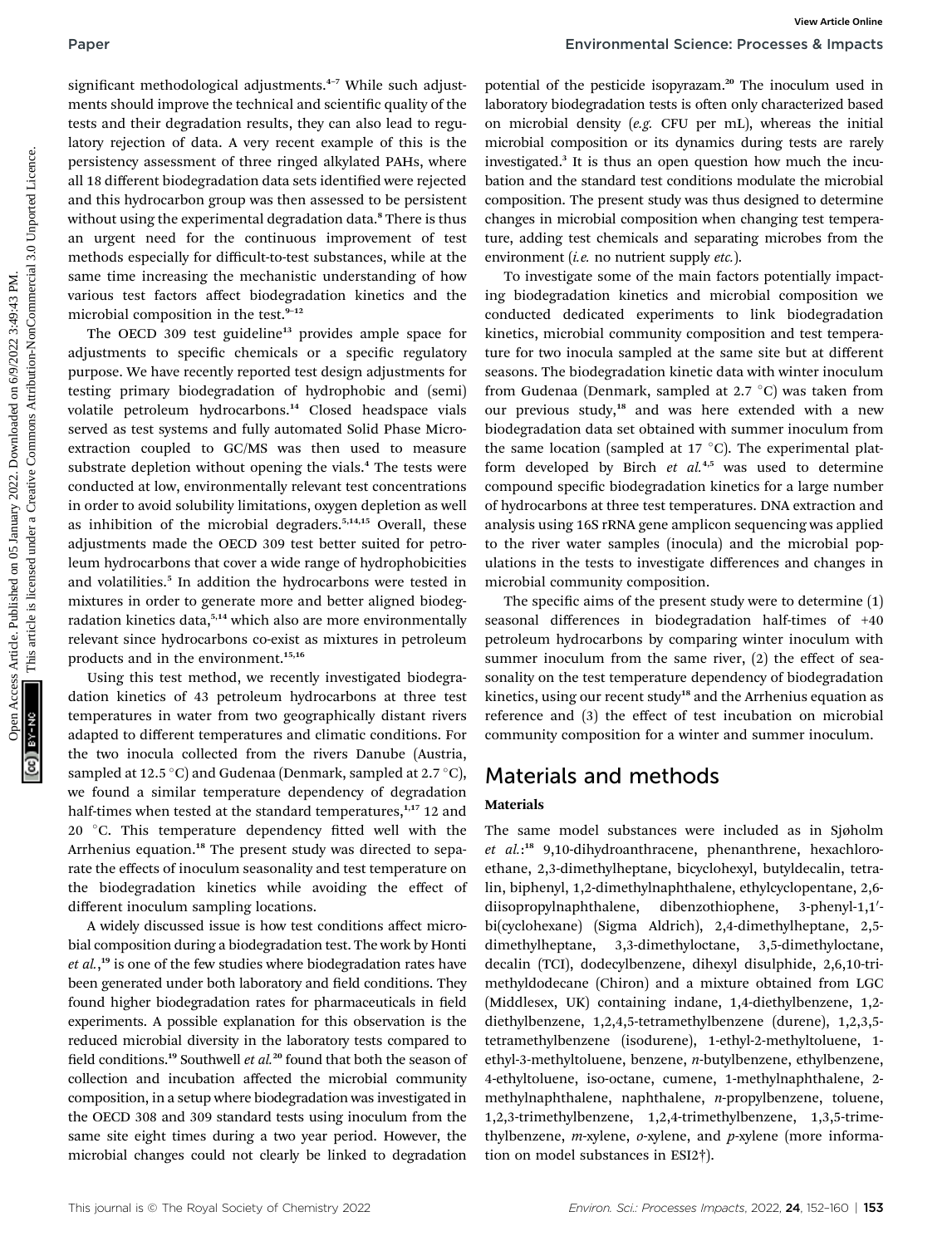significant methodological adjustments.[4–7] While such adjustments should improve the technical and scientific quality of the tests and their degradation results, they can also lead to regulatory rejection of data. A very recent example of this is the persistency assessment of three ringed alkylated PAHs, where all 18 different biodegradation data sets identified were rejected and this hydrocarbon group was then assessed to be persistent without using the experimental degradation data.[8] There is thus an urgent need for the continuous improvement of test methods especially for difficult-to-test substances, while at the same time increasing the mechanistic understanding of how various test factors affect biodegradation kinetics and the microbial composition in the test.[9–12]

The OECD 309 test guideline[13] provides ample space for adjustments to specific chemicals or a specific regulatory purpose. We have recently reported test design adjustments for testing primary biodegradation of hydrophobic and (semi) volatile petroleum hydrocarbons.[14] Closed headspace vials served as test systems and fully automated Solid Phase Microextraction coupled to GC/MS was then used to measure substrate depletion without opening the vials.[4] The tests were conducted at low, environmentally relevant test concentrations in order to avoid solubility limitations, oxygen depletion as well as inhibition of the microbial degraders.[5,14,15] Overall, these adjustments made the OECD 309 test better suited for petroleum hydrocarbons that cover a wide range of hydrophobicities and volatilities.[5] In addition the hydrocarbons were tested in mixtures in order to generate more and better aligned biodegradation kinetics data,[5,14] which also are more environmentally relevant since hydrocarbons co-exist as mixtures in petroleum products and in the environment.[15,16]

Using this test method, we recently investigated biodegradation kinetics of 43 petroleum hydrocarbons at three test temperatures in water from two geographically distant rivers adapted to different temperatures and climatic conditions. For the two inocula collected from the rivers Danube (Austria, sampled at 12.5 °C) and Gudenaa (Denmark, sampled at 2.7 °C), we found a similar temperature dependency of degradation half-times when tested at the standard temperatures,[1,17] 12 and 20 °C. This temperature dependency fitted well with the Arrhenius equation.[18] The present study was directed to separate the effects of inoculum seasonality and test temperature on the biodegradation kinetics while avoiding the effect of different inoculum sampling locations.

A widely discussed issue is how test conditions affect microbial composition during a biodegradation test. The work by Honti *et al.*,[19] is one of the few studies where biodegradation rates have been generated under both laboratory and field conditions. They found higher biodegradation rates for pharmaceuticals in field experiments. A possible explanation for this observation is the reduced microbial diversity in the laboratory tests compared to field conditions.[19] Southwell *et al.*[20] found that both the season of collection and incubation affected the microbial community composition, in a setup where biodegradation was investigated in the OECD 308 and 309 standard tests using inoculum from the same site eight times during a two year period. However, the microbial changes could not clearly be linked to degradation potential of the pesticide isopyrazam.[20] The inoculum used in laboratory biodegradation tests is often only characterized based on microbial density (*e.g.* CFU per mL), whereas the initial microbial composition or its dynamics during tests are rarely investigated.[3] It is thus an open question how much the incubation and the standard test conditions modulate the microbial composition. The present study was thus designed to determine changes in microbial composition when changing test temperature, adding test chemicals and separating microbes from the environment (*i.e.* no nutrient supply *etc.*).

To investigate some of the main factors potentially impacting biodegradation kinetics and microbial composition we conducted dedicated experiments to link biodegradation kinetics, microbial community composition and test temperature for two inocula sampled at the same site but at different seasons. The biodegradation kinetic data with winter inoculum from Gudenaa (Denmark, sampled at 2.7 °C) was taken from our previous study,[18] and was here extended with a new biodegradation data set obtained with summer inoculum from the same location (sampled at 17 °C). The experimental platform developed by Birch *et al.*[4,5] was used to determine compound specific biodegradation kinetics for a large number of hydrocarbons at three test temperatures. DNA extraction and analysis using 16S rRNA gene amplicon sequencing was applied to the river water samples (inocula) and the microbial populations in the tests to investigate differences and changes in microbial community composition.

The specific aims of the present study were to determine (1) seasonal differences in biodegradation half-times of +40 petroleum hydrocarbons by comparing winter inoculum with summer inoculum from the same river, (2) the effect of seasonality on the test temperature dependency of biodegradation kinetics, using our recent study[18] and the Arrhenius equation as reference and (3) the effect of test incubation on microbial community composition for a winter and summer inoculum.

## Materials and methods

### Materials

The same model substances were included as in Sjøholm *et al.*:[18] 9,10-dihydroanthracene, phenanthrene, hexachloroethane, 2,3-dimethylheptane, bicyclohexyl, butyldecalin, tetralin, biphenyl, 1,2-dimethylnaphthalene, ethylcyclopentane, 2,6-diisopropylnaphthalene, dibenzothiophene, 3-phenyl-1,1′-bi(cyclohexane) (Sigma Aldrich), 2,4-dimethylheptane, 2,5-dimethylheptane, 3,3-dimethyloctane, 3,5-dimethyloctane, decalin (TCI), dodecylbenzene, dihexyl disulphide, 2,6,10-trimethyldodecane (Chiron) and a mixture obtained from LGC (Middlesex, UK) containing indane, 1,4-diethylbenzene, 1,2-diethylbenzene, 1,2,4,5-tetramethylbenzene (durene), 1,2,3,5-tetramethylbenzene (isodurene), 1-ethyl-2-methyltoluene, 1-ethyl-3-methyltoluene, benzene, *n*-butylbenzene, ethylbenzene, 4-ethyltoluene, iso-octane, cumene, 1-methylnaphthalene, 2-methylnaphthalene, naphthalene, *n*-propylbenzene, toluene, 1,2,3-trimethylbenzene, 1,2,4-trimethylbenzene, 1,3,5-trimethylbenzene, *m*-xylene, *o*-xylene, and *p*-xylene (more information on model substances in ESI2†).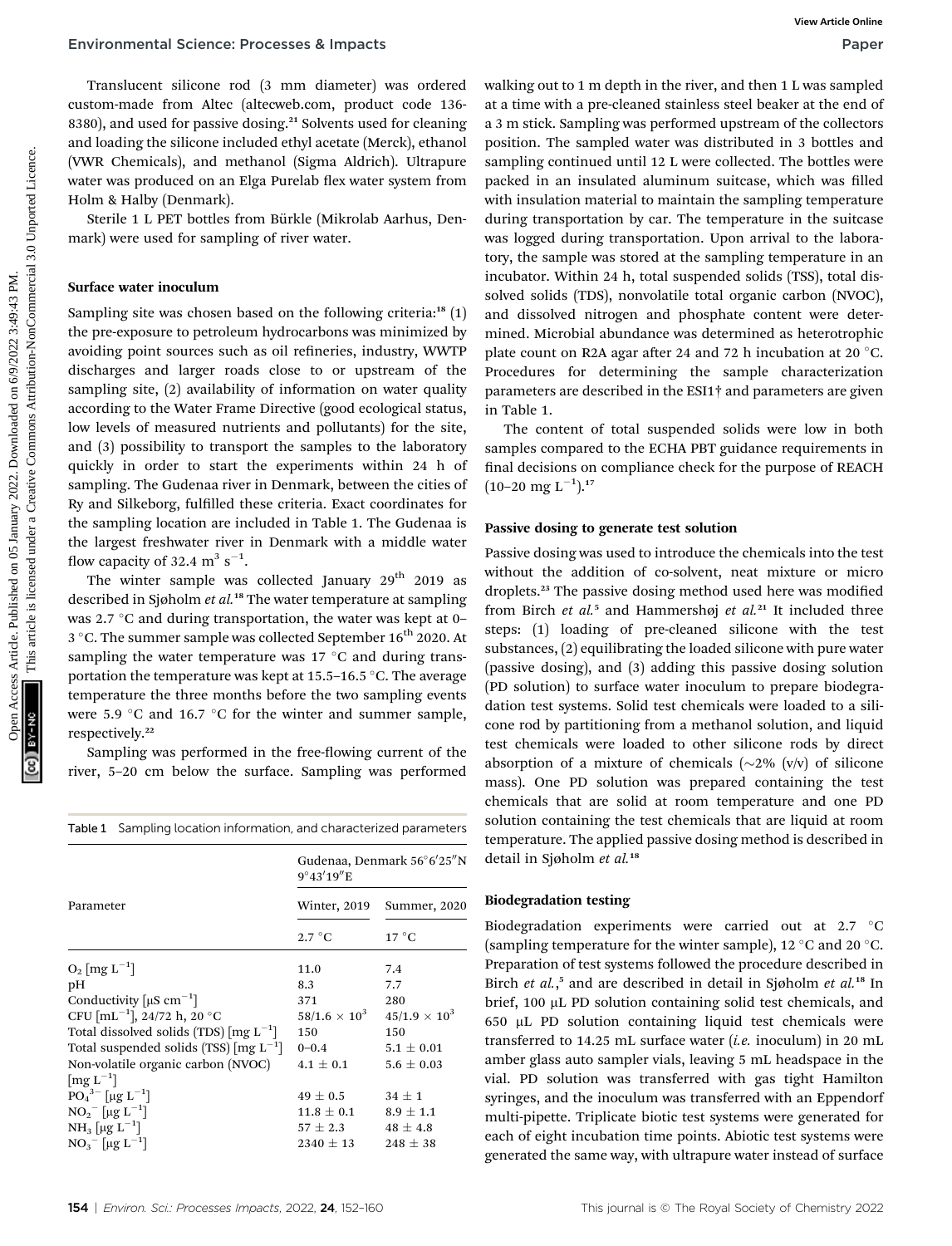Translucent silicone rod (3 mm diameter) was ordered custom-made from Altec (altecweb.com, product code 136-8380), and used for passive dosing.[21] Solvents used for cleaning and loading the silicone included ethyl acetate (Merck), ethanol (VWR Chemicals), and methanol (Sigma Aldrich). Ultrapure water was produced on an Elga Purelab flex water system from Holm & Halby (Denmark).

Sterile 1 L PET bottles from Bürkle (Mikrolab Aarhus, Denmark) were used for sampling of river water.

#### Surface water inoculum

Sampling site was chosen based on the following criteria:[18] (1) the pre-exposure to petroleum hydrocarbons was minimized by avoiding point sources such as oil refineries, industry, WWTP discharges and larger roads close to or upstream of the sampling site, (2) availability of information on water quality according to the Water Frame Directive (good ecological status, low levels of measured nutrients and pollutants) for the site, and (3) possibility to transport the samples to the laboratory quickly in order to start the experiments within 24 h of sampling. The Gudenaa river in Denmark, between the cities of Ry and Silkeborg, fulfilled these criteria. Exact coordinates for the sampling location are included in Table 1. The Gudenaa is the largest freshwater river in Denmark with a middle water flow capacity of 32.4 $m^3 s^{-1}$.

The winter sample was collected January 29th 2019 as described in Sjøholm *et al.*[18] The water temperature at sampling was 2.7 °C and during transportation, the water was kept at 0–3 °C. The summer sample was collected September 16th 2020. At sampling the water temperature was 17 °C and during transportation the temperature was kept at 15.5–16.5 °C. The average temperature the three months before the two sampling events were 5.9 °C and 16.7 °C for the winter and summer sample, respectively.[22]

Sampling was performed in the free-flowing current of the river, 5–20 cm below the surface. Sampling was performed walking out to 1 m depth in the river, and then 1 L was sampled at a time with a pre-cleaned stainless steel beaker at the end of a 3 m stick. Sampling was performed upstream of the collectors position. The sampled water was distributed in 3 bottles and sampling continued until 12 L were collected. The bottles were packed in an insulated aluminum suitcase, which was filled with insulation material to maintain the sampling temperature during transportation by car. The temperature in the suitcase was logged during transportation. Upon arrival to the laboratory, the sample was stored at the sampling temperature in an incubator. Within 24 h, total suspended solids (TSS), total dissolved solids (TDS), nonvolatile total organic carbon (NVOC), and dissolved nitrogen and phosphate content were determined. Microbial abundance was determined as heterotrophic plate count on R2A agar after 24 and 72 h incubation at 20 °C. Procedures for determining the sample characterization parameters are described in the ESI1† and parameters are given in Table 1.

Table 1 Sampling location information, and characterized parameters

| Parameter | Gudenaa, Denmark 56°6′25″N 9°43′19″E | |
|---|---|---|
| | Winter, 2019 | Summer, 2020 |
| | 2.7 °C | 17 °C |
| $O_2$ [mg $L^{-1}$] | 11.0 | 7.4 |
| pH | 8.3 | 7.7 |
| Conductivity [μS $cm^{-1}$] | 371 | 280 |
| CFU [$mL^{-1}$], 24/72 h, 20 °C | 58/1.6 × $10^3$ | 45/1.9 × $10^3$ |
| Total dissolved solids (TDS) [mg $L^{-1}$] | 150 | 150 |
| Total suspended solids (TSS) [mg $L^{-1}$] | 0–0.4 | 5.1 ± 0.01 |
| Non-volatile organic carbon (NVOC) [mg $L^{-1}$] | 4.1 ± 0.1 | 5.6 ± 0.03 |
| $PO_4^{3-}$ [μg $L^{-1}$] | 49 ± 0.5 | 34 ± 1 |
| $NO_2^-$ [μg $L^{-1}$] | 11.8 ± 0.1 | 8.9 ± 1.1 |
| $NH_3$ [μg $L^{-1}$] | 57 ± 2.3 | 48 ± 4.8 |
| $NO_3^-$ [μg $L^{-1}$] | 2340 ± 13 | 248 ± 38 |

The content of total suspended solids were low in both samples compared to the ECHA PBT guidance requirements in final decisions on compliance check for the purpose of REACH (10–20 mg $L^{-1}$).[17]

#### Passive dosing to generate test solution

Passive dosing was used to introduce the chemicals into the test without the addition of co-solvent, neat mixture or micro droplets.[23] The passive dosing method used here was modified from Birch *et al.*,[5] and Hammershøj *et al.*[21] It included three steps: (1) loading of pre-cleaned silicone with the test substances, (2) equilibrating the loaded silicone with pure water (passive dosing), and (3) adding this passive dosing solution (PD solution) to surface water inoculum to prepare biodegradation test systems. Solid test chemicals were loaded to a silicone rod by partitioning from a methanol solution, and liquid test chemicals were loaded to other silicone rods by direct absorption of a mixture of chemicals (~2% (v/v) of silicone mass). One PD solution was prepared containing the test chemicals that are solid at room temperature and one PD solution containing the test chemicals that are liquid at room temperature. The applied passive dosing method is described in detail in Sjøholm *et al.*[18]

#### Biodegradation testing

Biodegradation experiments were carried out at 2.7 °C (sampling temperature for the winter sample), 12 °C and 20 °C. Preparation of test systems followed the procedure described in Birch *et al.*,[5] and are described in detail in Sjøholm *et al.*[18] In brief, 100 μL PD solution containing solid test chemicals, and 650 μL PD solution containing liquid test chemicals were transferred to 14.25 mL surface water (*i.e.* inoculum) in 20 mL amber glass auto sampler vials, leaving 5 mL headspace in the vial. PD solution was transferred with gas tight Hamilton syringes, and the inoculum was transferred with an Eppendorf multi-pipette. Triplicate biotic test systems were generated for each of eight incubation time points. Abiotic test systems were generated the same way, with ultrapure water instead of surface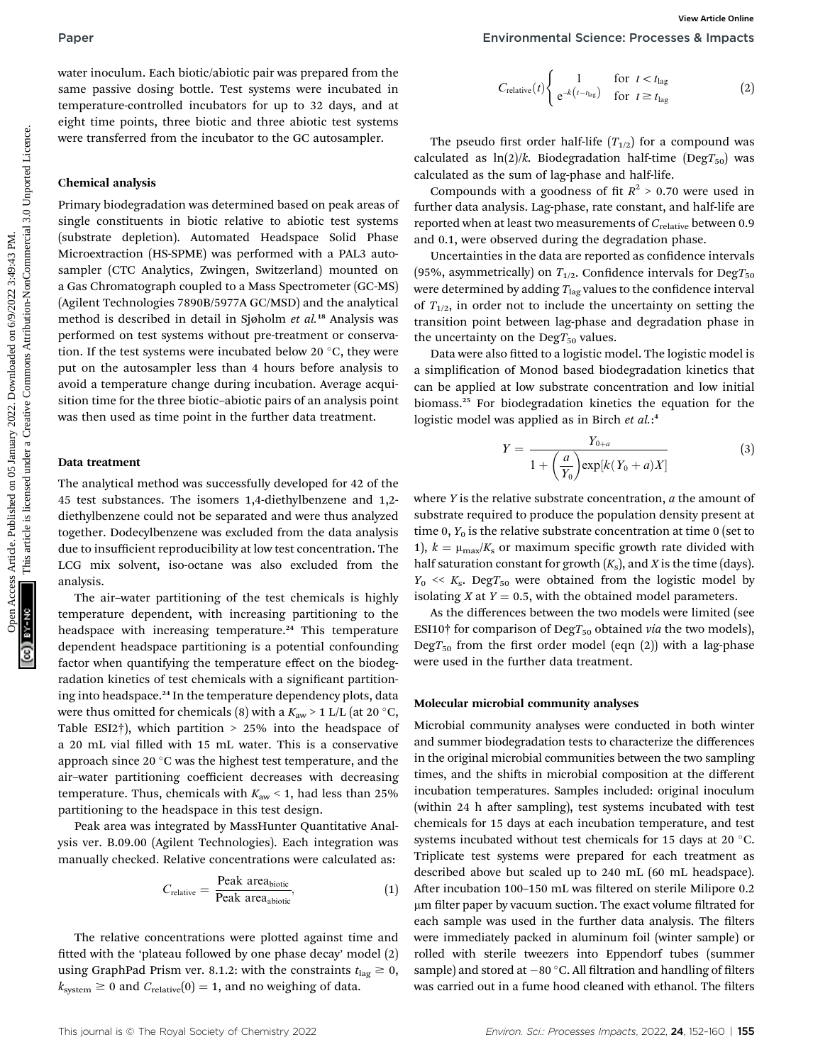water inoculum. Each biotic/abiotic pair was prepared from the same passive dosing bottle. Test systems were incubated in temperature-controlled incubators for up to 32 days, and at eight time points, three biotic and three abiotic test systems were transferred from the incubator to the GC autosampler.

### Chemical analysis

Primary biodegradation was determined based on peak areas of single constituents in biotic relative to abiotic test systems (substrate depletion). Automated Headspace Solid Phase Microextraction (HS-SPME) was performed with a PAL3 autosampler (CTC Analytics, Zwingen, Switzerland) mounted on a Gas Chromatograph coupled to a Mass Spectrometer (GC-MS) (Agilent Technologies 7890B/5977A GC/MSD) and the analytical method is described in detail in Sjøholm *et al.*[18] Analysis was performed on test systems without pre-treatment or conservation. If the test systems were incubated below 20 °C, they were put on the autosampler less than 4 hours before analysis to avoid a temperature change during incubation. Average acquisition time for the three biotic–abiotic pairs of an analysis point was then used as time point in the further data treatment.

### Data treatment

The analytical method was successfully developed for 42 of the 45 test substances. The isomers 1,4-diethylbenzene and 1,2-diethylbenzene could not be separated and were thus analyzed together. Dodecylbenzene was excluded from the data analysis due to insufficient reproducibility at low test concentration. The LCG mix solvent, iso-octane was also excluded from the analysis.

The air–water partitioning of the test chemicals is highly temperature dependent, with increasing partitioning to the headspace with increasing temperature.[24] This temperature dependent headspace partitioning is a potential confounding factor when quantifying the temperature effect on the biodegradation kinetics of test chemicals with a significant partitioning into headspace.[24] In the temperature dependency plots, data were thus omitted for chemicals (8) with a $K_{aw} > 1$ L/L (at 20 °C, Table ESI2†), which partition > 25% into the headspace of a 20 mL vial filled with 15 mL water. This is a conservative approach since 20 °C was the highest test temperature, and the air–water partitioning coefficient decreases with decreasing temperature. Thus, chemicals with $K_{aw} < 1$, had less than 25% partitioning to the headspace in this test design.

Peak area was integrated by MassHunter Quantitative Analysis ver. B.09.00 (Agilent Technologies). Each integration was manually checked. Relative concentrations were calculated as:

$$C_{\text{relative}} = \frac{\text{Peak area}_{\text{biotic}}}{\text{Peak area}_{\text{abiotic}}}, \tag{1}$$

The relative concentrations were plotted against time and fitted with the 'plateau followed by one phase decay' model (2) using GraphPad Prism ver. 8.1.2: with the constraints $t_{\text{lag}} \geq 0$, $k_{\text{system}} \geq 0$ and $C_{\text{relative}}(0) = 1$, and no weighing of data.

$$C_{\text{relative}}(t)\begin{cases} 1 & \text{for } t < t_{\text{lag}} \\ e^{-k(t-t_{\text{lag}})} & \text{for } t \geq t_{\text{lag}} \end{cases} \tag{2}$$

The pseudo first order half-life ($T_{1/2}$) for a compound was calculated as ln(2)/*k*. Biodegradation half-time ($\text{Deg}T_{50}$) was calculated as the sum of lag-phase and half-life.

Compounds with a goodness of fit $R^2 > 0.70$ were used in further data analysis. Lag-phase, rate constant, and half-life are reported when at least two measurements of $C_{\text{relative}}$ between 0.9 and 0.1, were observed during the degradation phase.

Uncertainties in the data are reported as confidence intervals (95%, asymmetrically) on $T_{1/2}$. Confidence intervals for $\text{Deg}T_{50}$ were determined by adding $T_{\text{lag}}$ values to the confidence interval of $T_{1/2}$, in order not to include the uncertainty on setting the transition point between lag-phase and degradation phase in the uncertainty on the $\text{Deg}T_{50}$ values.

Data were also fitted to a logistic model. The logistic model is a simplification of Monod based biodegradation kinetics that can be applied at low substrate concentration and low initial biomass.[25] For biodegradation kinetics the equation for the logistic model was applied as in Birch *et al.*:[4]

$$Y = \frac{Y_{0+a}}{1 + \left(\dfrac{a}{Y_0}\right)\exp[k(Y_0 + a)X]} \tag{3}$$

where *Y* is the relative substrate concentration, *a* the amount of substrate required to produce the population density present at time 0, $Y_0$ is the relative substrate concentration at time 0 (set to 1), $k = \mu_{\max}/K_s$ or maximum specific growth rate divided with half saturation constant for growth ($K_s$), and *X* is the time (days). $Y_0 \ll K_s$. $\text{Deg}T_{50}$ were obtained from the logistic model by isolating *X* at $Y = 0.5$, with the obtained model parameters.

As the differences between the two models were limited (see ESI10† for comparison of $\text{Deg}T_{50}$ obtained *via* the two models), $\text{Deg}T_{50}$ from the first order model (eqn (2)) with a lag-phase were used in the further data treatment.

### Molecular microbial community analyses

Microbial community analyses were conducted in both winter and summer biodegradation tests to characterize the differences in the original microbial communities between the two sampling times, and the shifts in microbial composition at the different incubation temperatures. Samples included: original inoculum (within 24 h after sampling), test systems incubated with test chemicals for 15 days at each incubation temperature, and test systems incubated without test chemicals for 15 days at 20 °C. Triplicate test systems were prepared for each treatment as described above but scaled up to 240 mL (60 mL headspace). After incubation 100–150 mL was filtered on sterile Milipore 0.2 µm filter paper by vacuum suction. The exact volume filtrated for each sample was used in the further data analysis. The filters were immediately packed in aluminum foil (winter sample) or rolled with sterile tweezers into Eppendorf tubes (summer sample) and stored at −80 °C. All filtration and handling of filters was carried out in a fume hood cleaned with ethanol. The filters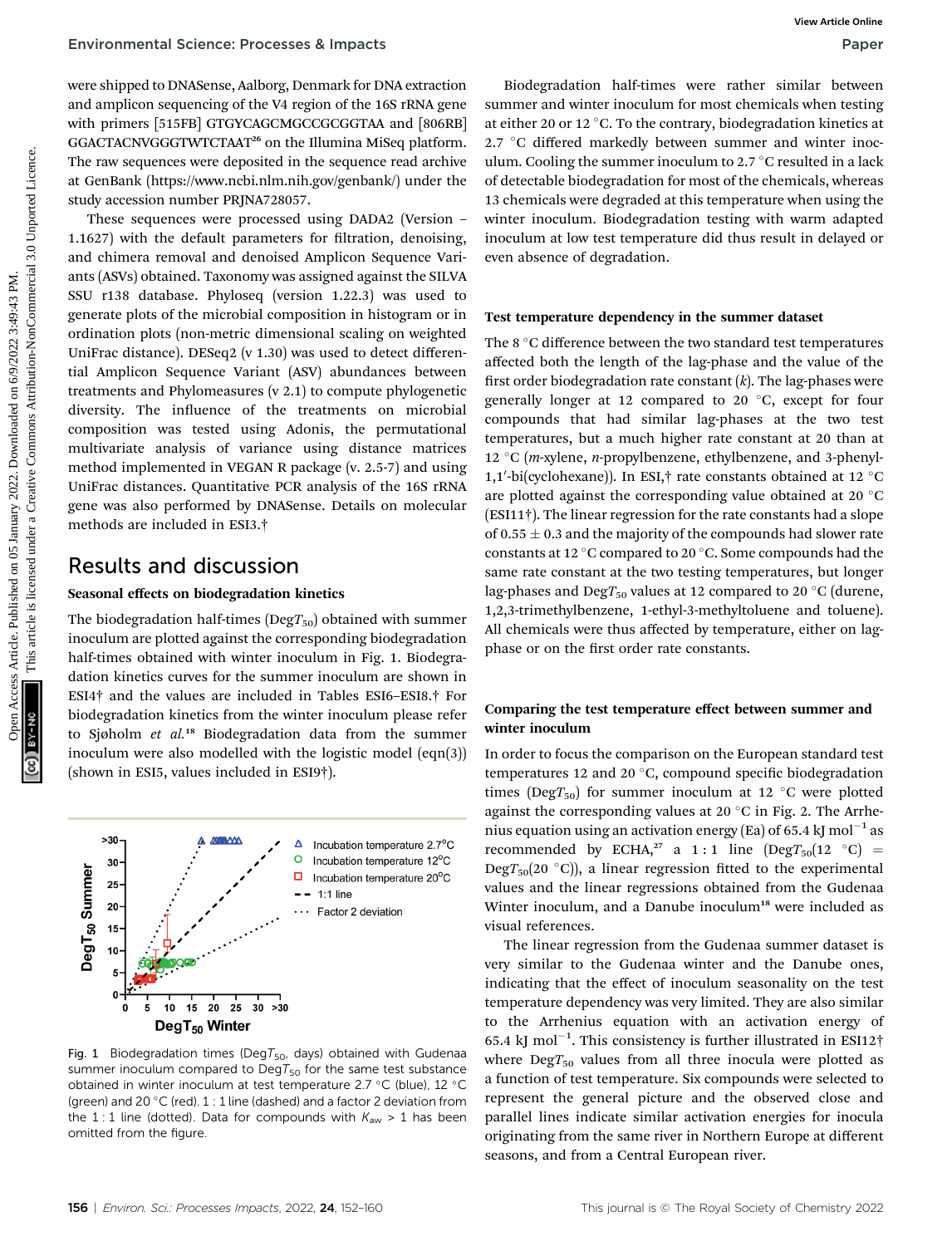were shipped to DNASense, Aalborg, Denmark for DNA extraction and amplicon sequencing of the V4 region of the 16S rRNA gene with primers [515FB] GTGYCAGCMGCCGCGGTAA and [806RB] GGACTACNVGGGTWTCTAAT[26] on the Illumina MiSeq platform. The raw sequences were deposited in the sequence read archive at GenBank (https://www.ncbi.nlm.nih.gov/genbank/) under the study accession number PRJNA728057.

These sequences were processed using DADA2 (Version – 1.1627) with the default parameters for filtration, denoising, and chimera removal and denoised Amplicon Sequence Variants (ASVs) obtained. Taxonomy was assigned against the SILVA SSU r138 database. Phyloseq (version 1.22.3) was used to generate plots of the microbial composition in histogram or in ordination plots (non-metric dimensional scaling on weighted UniFrac distance). DESeq2 (v 1.30) was used to detect differential Amplicon Sequence Variant (ASV) abundances between treatments and Phylomeasures (v 2.1) to compute phylogenetic diversity. The influence of the treatments on microbial composition was tested using Adonis, the permutational multivariate analysis of variance using distance matrices method implemented in VEGAN R package (v. 2.5-7) and using UniFrac distances. Quantitative PCR analysis of the 16S rRNA gene was also performed by DNASense. Details on molecular methods are included in ESI3.†

## Results and discussion

### Seasonal effects on biodegradation kinetics

The biodegradation half-times (Deg$T_{50}$) obtained with summer inoculum are plotted against the corresponding biodegradation half-times obtained with winter inoculum in Fig. 1. Biodegradation kinetics curves for the summer inoculum are shown in ESI4† and the values are included in Tables ESI6–ESI8.† For biodegradation kinetics from the winter inoculum please refer to Sjøholm *et al.*[18] Biodegradation data from the summer inoculum were also modelled with the logistic model (eqn (3)) (shown in ESI5, values included in ESI9†).

Fig. 1 Biodegradation times (Deg$T_{50}$, days) obtained with Gudenaa summer inoculum compared to Deg$T_{50}$ for the same test substance obtained in winter inoculum at test temperature 2.7 °C (blue), 12 °C (green) and 20 °C (red). 1 : 1 line (dashed) and a factor 2 deviation from the 1 : 1 line (dotted). Data for compounds with $K_{aw}$ > 1 has been omitted from the figure.

Biodegradation half-times were rather similar between summer and winter inoculum for most chemicals when testing at either 20 or 12 °C. To the contrary, biodegradation kinetics at 2.7 °C differed markedly between summer and winter inoculum. Cooling the summer inoculum to 2.7 °C resulted in a lack of detectable biodegradation for most of the chemicals, whereas 13 chemicals were degraded at this temperature when using the winter inoculum. Biodegradation testing with warm adapted inoculum at low test temperature did thus result in delayed or even absence of degradation.

### Test temperature dependency in the summer dataset

The 8 °C difference between the two standard test temperatures affected both the length of the lag-phase and the value of the first order biodegradation rate constant ($k$). The lag-phases were generally longer at 12 compared to 20 °C, except for four compounds that had similar lag-phases at the two test temperatures, but a much higher rate constant at 20 than at 12 °C (*m*-xylene, *n*-propylbenzene, ethylbenzene, and 3-phenyl-1,1′-bi(cyclohexane)). In ESI,† rate constants obtained at 12 °C are plotted against the corresponding value obtained at 20 °C (ESI11†). The linear regression for the rate constants had a slope of 0.55 ± 0.3 and the majority of the compounds had slower rate constants at 12 °C compared to 20 °C. Some compounds had the same rate constant at the two testing temperatures, but longer lag-phases and Deg$T_{50}$ values at 12 compared to 20 °C (durene, 1,2,3-trimethylbenzene, 1-ethyl-3-methyltoluene and toluene). All chemicals were thus affected by temperature, either on lag-phase or on the first order rate constants.

### Comparing the test temperature effect between summer and winter inoculum

In order to focus the comparison on the European standard test temperatures 12 and 20 °C, compound specific biodegradation times (Deg$T_{50}$) for summer inoculum at 12 °C were plotted against the corresponding values at 20 °C in Fig. 2. The Arrhenius equation using an activation energy (Ea) of 65.4 kJ mol$^{-1}$ as recommended by ECHA,[27] a 1 : 1 line (Deg$T_{50}$(12 °C) = Deg$T_{50}$(20 °C)), a linear regression fitted to the experimental values and the linear regressions obtained from the Gudenaa Winter inoculum, and a Danube inoculum[18] were included as visual references.

The linear regression from the Gudenaa summer dataset is very similar to the Gudenaa winter and the Danube ones, indicating that the effect of inoculum seasonality on the test temperature dependency was very limited. They are also similar to the Arrhenius equation with an activation energy of 65.4 kJ mol$^{-1}$. This consistency is further illustrated in ESI12† where Deg$T_{50}$ values from all three inocula were plotted as a function of test temperature. Six compounds were selected to represent the general picture and the observed close and parallel lines indicate similar activation energies for inocula originating from the same river in Northern Europe at different seasons, and from a Central European river.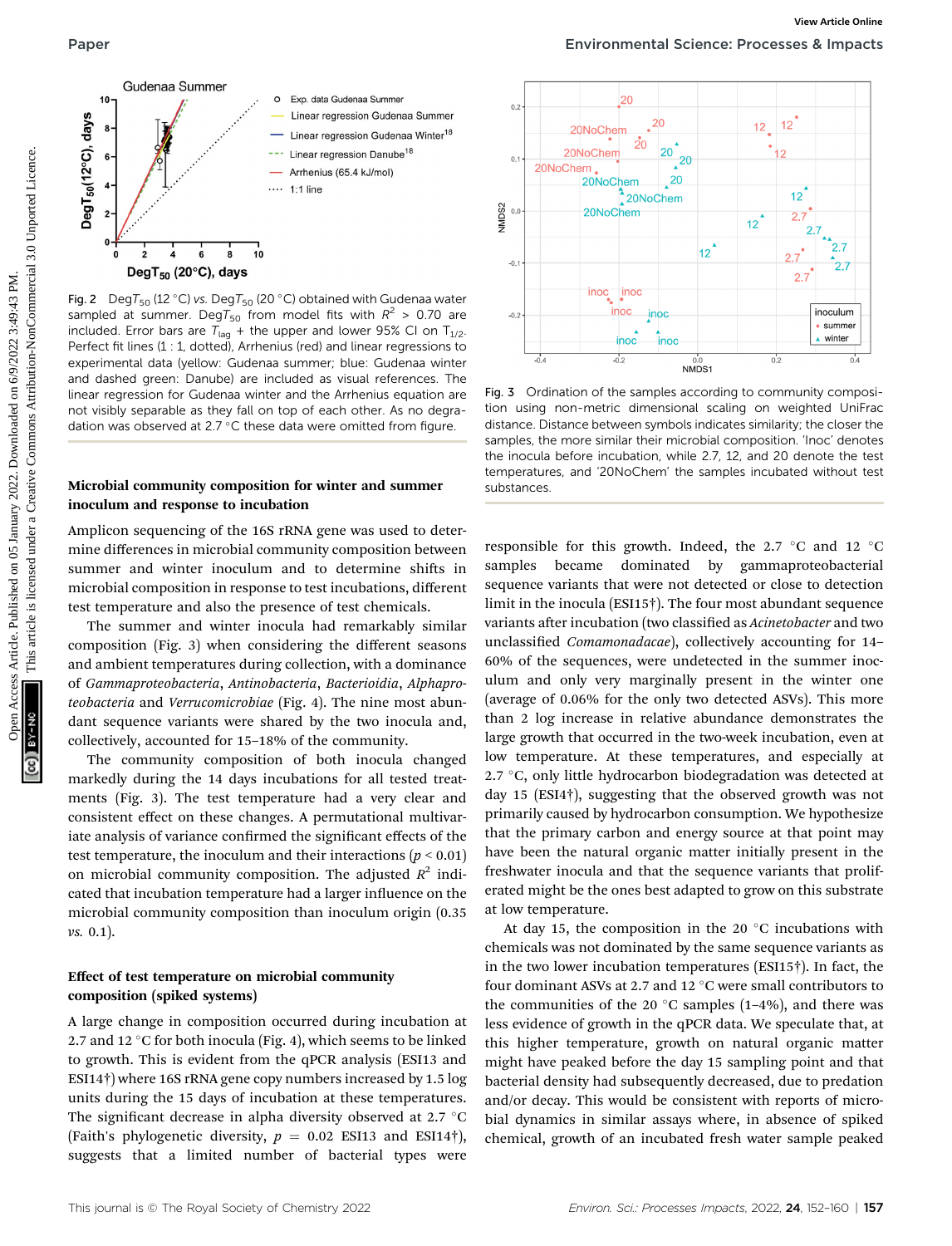Fig. 2 Deg$T_{50}$ (12 °C) vs. Deg$T_{50}$ (20 °C) obtained with Gudenaa water sampled at summer. Deg$T_{50}$ from model fits with $R^2 > 0.70$ are included. Error bars are $T_{lag}$ + the upper and lower 95% CI on $T_{1/2}$. Perfect fit lines (1 : 1, dotted), Arrhenius (red) and linear regressions to experimental data (yellow: Gudenaa summer; blue: Gudenaa winter and dashed green: Danube) are included as visual references. The linear regression for Gudenaa winter and the Arrhenius equation are not visibly separable as they fall on top of each other. As no degradation was observed at 2.7 °C these data were omitted from figure.

Fig. 3 Ordination of the samples according to community composition using non-metric dimensional scaling on weighted UniFrac distance. Distance between symbols indicates similarity; the closer the samples, the more similar their microbial composition. 'Inoc' denotes the inocula before incubation, while 2.7, 12, and 20 denote the test temperatures, and '20NoChem' the samples incubated without test substances.

## Microbial community composition for winter and summer inoculum and response to incubation

Amplicon sequencing of the 16S rRNA gene was used to determine differences in microbial community composition between summer and winter inoculum and to determine shifts in microbial composition in response to test incubations, different test temperature and also the presence of test chemicals.

The summer and winter inocula had remarkably similar composition (Fig. 3) when considering the different seasons and ambient temperatures during collection, with a dominance of *Gammaproteobacteria*, *Antinobacteria*, *Bacterioidia*, *Alphaproteobacteria* and *Verrucomicrobiae* (Fig. 4). The nine most abundant sequence variants were shared by the two inocula and, collectively, accounted for 15–18% of the community.

The community composition of both inocula changed markedly during the 14 days incubations for all tested treatments (Fig. 3). The test temperature had a very clear and consistent effect on these changes. A permutational multivariate analysis of variance confirmed the significant effects of the test temperature, the inoculum and their interactions ($p < 0.01$) on microbial community composition. The adjusted $R^2$ indicated that incubation temperature had a larger influence on the microbial community composition than inoculum origin (0.35 *vs.* 0.1).

## Effect of test temperature on microbial community composition (spiked systems)

A large change in composition occurred during incubation at 2.7 and 12 °C for both inocula (Fig. 4), which seems to be linked to growth. This is evident from the qPCR analysis (ESI13 and ESI14†) where 16S rRNA gene copy numbers increased by 1.5 log units during the 15 days of incubation at these temperatures. The significant decrease in alpha diversity observed at 2.7 °C (Faith's phylogenetic diversity, $p = 0.02$ ESI13 and ESI14†), suggests that a limited number of bacterial types were responsible for this growth. Indeed, the 2.7 °C and 12 °C samples became dominated by gammaproteobacterial sequence variants that were not detected or close to detection limit in the inocula (ESI15†). The four most abundant sequence variants after incubation (two classified as *Acinetobacter* and two unclassified *Comamonadaceae*), collectively accounting for 14–60% of the sequences, were undetected in the summer inoculum and only very marginally present in the winter one (average of 0.06% for the only two detected ASVs). This more than 2 log increase in relative abundance demonstrates the large growth that occurred in the two-week incubation, even at low temperature. At these temperatures, and especially at 2.7 °C, only little hydrocarbon biodegradation was detected at day 15 (ESI4†), suggesting that the observed growth was not primarily caused by hydrocarbon consumption. We hypothesize that the primary carbon and energy source at that point may have been the natural organic matter initially present in the freshwater inocula and that the sequence variants that proliferated might be the ones best adapted to grow on this substrate at low temperature.

At day 15, the composition in the 20 °C incubations with chemicals was not dominated by the same sequence variants as in the two lower incubation temperatures (ESI15†). In fact, the four dominant ASVs at 2.7 and 12 °C were small contributors to the communities of the 20 °C samples (1–4%), and there was less evidence of growth in the qPCR data. We speculate that, at this higher temperature, growth on natural organic matter might have peaked before the day 15 sampling point and that bacterial density had subsequently decreased, due to predation and/or decay. This would be consistent with reports of microbial dynamics in similar assays where, in absence of spiked chemical, growth of an incubated fresh water sample peaked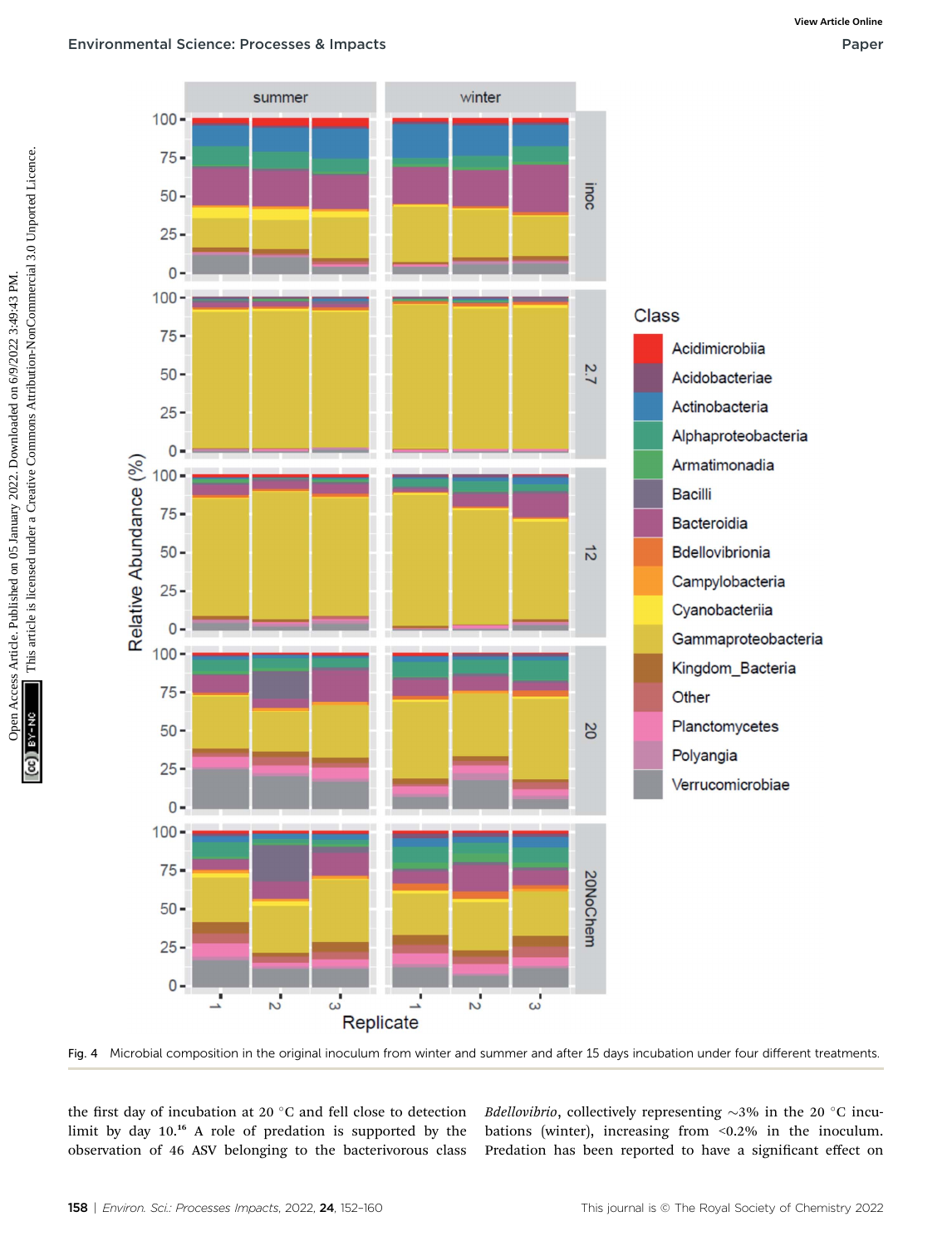Fig. 4 Microbial composition in the original inoculum from winter and summer and after 15 days incubation under four different treatments.

the first day of incubation at 20 °C and fell close to detection limit by day 10.[16] A role of predation is supported by the observation of 46 ASV belonging to the bacterivorous class *Bdellovibrio*, collectively representing ~3% in the 20 °C incubations (winter), increasing from <0.2% in the inoculum. Predation has been reported to have a significant effect on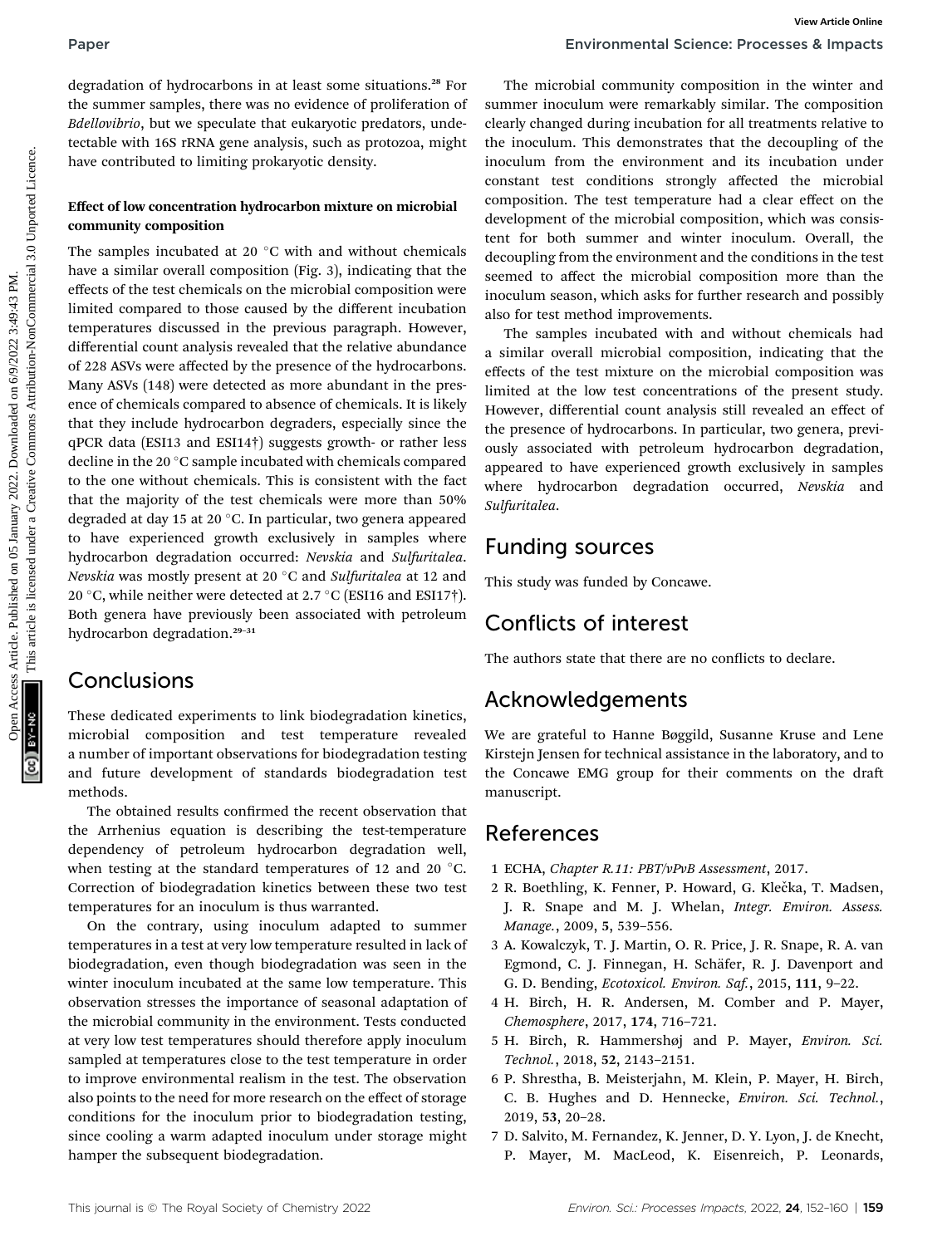degradation of hydrocarbons in at least some situations.[28] For the summer samples, there was no evidence of proliferation of *Bdellovibrio*, but we speculate that eukaryotic predators, undetectable with 16S rRNA gene analysis, such as protozoa, might have contributed to limiting prokaryotic density.

### Effect of low concentration hydrocarbon mixture on microbial community composition

The samples incubated at 20 °C with and without chemicals have a similar overall composition (Fig. 3), indicating that the effects of the test chemicals on the microbial composition were limited compared to those caused by the different incubation temperatures discussed in the previous paragraph. However, differential count analysis revealed that the relative abundance of 228 ASVs were affected by the presence of the hydrocarbons. Many ASVs (148) were detected as more abundant in the presence of chemicals compared to absence of chemicals. It is likely that they include hydrocarbon degraders, especially since the qPCR data (ESI13 and ESI14†) suggests growth- or rather less decline in the 20 °C sample incubated with chemicals compared to the one without chemicals. This is consistent with the fact that the majority of the test chemicals were more than 50% degraded at day 15 at 20 °C. In particular, two genera appeared to have experienced growth exclusively in samples where hydrocarbon degradation occurred: *Nevskia* and *Sulfuritalea*. *Nevskia* was mostly present at 20 °C and *Sulfuritalea* at 12 and 20 °C, while neither were detected at 2.7 °C (ESI16 and ESI17†). Both genera have previously been associated with petroleum hydrocarbon degradation.[29–31]

## Conclusions

These dedicated experiments to link biodegradation kinetics, microbial composition and test temperature revealed a number of important observations for biodegradation testing and future development of standards biodegradation test methods.

The obtained results confirmed the recent observation that the Arrhenius equation is describing the test-temperature dependency of petroleum hydrocarbon degradation well, when testing at the standard temperatures of 12 and 20 °C. Correction of biodegradation kinetics between these two test temperatures for an inoculum is thus warranted.

On the contrary, using inoculum adapted to summer temperatures in a test at very low temperature resulted in lack of biodegradation, even though biodegradation was seen in the winter inoculum incubated at the same low temperature. This observation stresses the importance of seasonal adaptation of the microbial community in the environment. Tests conducted at very low test temperatures should therefore apply inoculum sampled at temperatures close to the test temperature in order to improve environmental realism in the test. The observation also points to the need for more research on the effect of storage conditions for the inoculum prior to biodegradation testing, since cooling a warm adapted inoculum under storage might hamper the subsequent biodegradation.

The microbial community composition in the winter and summer inoculum were remarkably similar. The composition clearly changed during incubation for all treatments relative to the inoculum. This demonstrates that the decoupling of the inoculum from the environment and its incubation under constant test conditions strongly affected the microbial composition. The test temperature had a clear effect on the development of the microbial composition, which was consistent for both summer and winter inoculum. Overall, the decoupling from the environment and the conditions in the test seemed to affect the microbial composition more than the inoculum season, which asks for further research and possibly also for test method improvements.

The samples incubated with and without chemicals had a similar overall microbial composition, indicating that the effects of the test mixture on the microbial composition was limited at the low test concentrations of the present study. However, differential count analysis still revealed an effect of the presence of hydrocarbons. In particular, two genera, previously associated with petroleum hydrocarbon degradation, appeared to have experienced growth exclusively in samples where hydrocarbon degradation occurred, *Nevskia* and *Sulfuritalea*.

## Funding sources

This study was funded by Concawe.

## Conflicts of interest

The authors state that there are no conflicts to declare.

## Acknowledgements

We are grateful to Hanne Bøggild, Susanne Kruse and Lene Kirstejn Jensen for technical assistance in the laboratory, and to the Concawe EMG group for their comments on the draft manuscript.

## References

1 ECHA, *Chapter R.11: PBT/vPvB Assessment*, 2017.

2 R. Boethling, K. Fenner, P. Howard, G. Klečka, T. Madsen, J. R. Snape and M. J. Whelan, *Integr. Environ. Assess. Manage.*, 2009, **5**, 539–556.

3 A. Kowalczyk, T. J. Martin, O. R. Price, J. R. Snape, R. A. van Egmond, C. J. Finnegan, H. Schäfer, R. J. Davenport and G. D. Bending, *Ecotoxicol. Environ. Saf.*, 2015, **111**, 9–22.

4 H. Birch, H. R. Andersen, M. Comber and P. Mayer, *Chemosphere*, 2017, **174**, 716–721.

5 H. Birch, R. Hammershøj and P. Mayer, *Environ. Sci. Technol.*, 2018, **52**, 2143–2151.

6 P. Shrestha, B. Meisterjahn, M. Klein, P. Mayer, H. Birch, C. B. Hughes and D. Hennecke, *Environ. Sci. Technol.*, 2019, **53**, 20–28.

7 D. Salvito, M. Fernandez, K. Jenner, D. Y. Lyon, J. de Knecht, P. Mayer, M. MacLeod, K. Eisenreich, P. Leonards,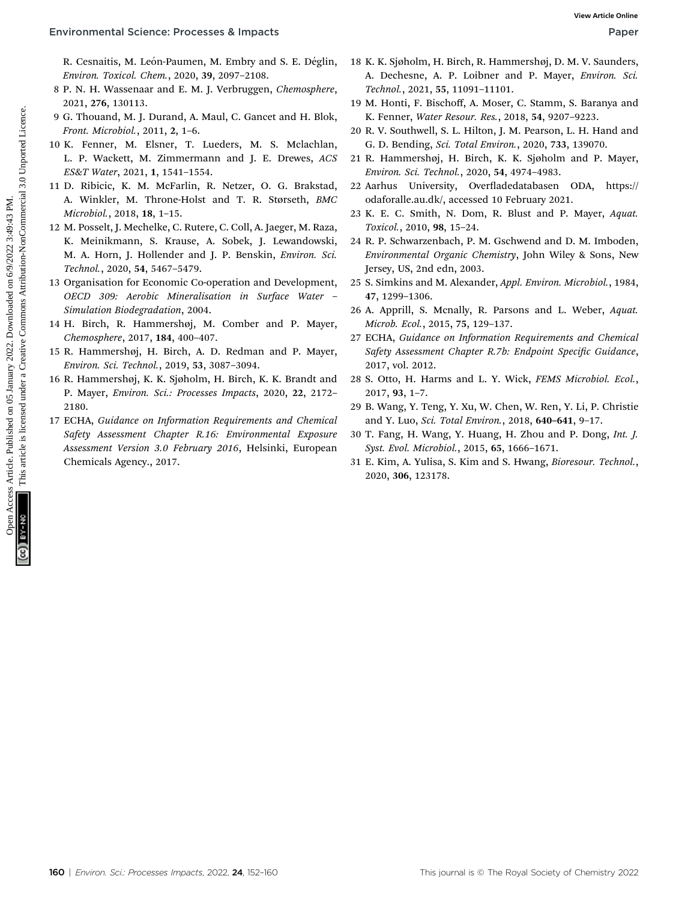R. Cesnaitis, M. León-Paumen, M. Embry and S. E. Déglin, *Environ. Toxicol. Chem.*, 2020, **39**, 2097–2108.

8 P. N. H. Wassenaar and E. M. J. Verbruggen, *Chemosphere*, 2021, **276**, 130113.

9 G. Thouand, M. J. Durand, A. Maul, C. Gancet and H. Blok, *Front. Microbiol.*, 2011, **2**, 1–6.

10 K. Fenner, M. Elsner, T. Lueders, M. S. Mclachlan, L. P. Wackett, M. Zimmermann and J. E. Drewes, *ACS ES&T Water*, 2021, **1**, 1541–1554.

11 D. Ribicic, K. M. McFarlin, R. Netzer, O. G. Brakstad, A. Winkler, M. Throne-Holst and T. R. Størseth, *BMC Microbiol.*, 2018, **18**, 1–15.

12 M. Posselt, J. Mechelke, C. Rutere, C. Coll, A. Jaeger, M. Raza, K. Meinikmann, S. Krause, A. Sobek, J. Lewandowski, M. A. Horn, J. Hollender and J. P. Benskin, *Environ. Sci. Technol.*, 2020, **54**, 5467–5479.

13 Organisation for Economic Co-operation and Development, *OECD 309: Aerobic Mineralisation in Surface Water – Simulation Biodegradation*, 2004.

14 H. Birch, R. Hammershøj, M. Comber and P. Mayer, *Chemosphere*, 2017, **184**, 400–407.

15 R. Hammershøj, H. Birch, A. D. Redman and P. Mayer, *Environ. Sci. Technol.*, 2019, **53**, 3087–3094.

16 R. Hammershøj, K. K. Sjøholm, H. Birch, K. K. Brandt and P. Mayer, *Environ. Sci.: Processes Impacts*, 2020, **22**, 2172–2180.

17 ECHA, *Guidance on Information Requirements and Chemical Safety Assessment Chapter R.16: Environmental Exposure Assessment Version 3.0 February 2016*, Helsinki, European Chemicals Agency., 2017.

18 K. K. Sjøholm, H. Birch, R. Hammershøj, D. M. V. Saunders, A. Dechesne, A. P. Loibner and P. Mayer, *Environ. Sci. Technol.*, 2021, **55**, 11091–11101.

19 M. Honti, F. Bischoff, A. Moser, C. Stamm, S. Baranya and K. Fenner, *Water Resour. Res.*, 2018, **54**, 9207–9223.

20 R. V. Southwell, S. L. Hilton, J. M. Pearson, L. H. Hand and G. D. Bending, *Sci. Total Environ.*, 2020, **733**, 139070.

21 R. Hammershøj, H. Birch, K. K. Sjøholm and P. Mayer, *Environ. Sci. Technol.*, 2020, **54**, 4974–4983.

22 Aarhus University, Overfladedatabasen ODA, https://odaforalle.au.dk/, accessed 10 February 2021.

23 K. E. C. Smith, N. Dom, R. Blust and P. Mayer, *Aquat. Toxicol.*, 2010, **98**, 15–24.

24 R. P. Schwarzenbach, P. M. Gschwend and D. M. Imboden, *Environmental Organic Chemistry*, John Wiley & Sons, New Jersey, US, 2nd edn, 2003.

25 S. Simkins and M. Alexander, *Appl. Environ. Microbiol.*, 1984, **47**, 1299–1306.

26 A. Apprill, S. Mcnally, R. Parsons and L. Weber, *Aquat. Microb. Ecol.*, 2015, **75**, 129–137.

27 ECHA, *Guidance on Information Requirements and Chemical Safety Assessment Chapter R.7b: Endpoint Specific Guidance*, 2017, vol. 2012.

28 S. Otto, H. Harms and L. Y. Wick, *FEMS Microbiol. Ecol.*, 2017, **93**, 1–7.

29 B. Wang, Y. Teng, Y. Xu, W. Chen, W. Ren, Y. Li, P. Christie and Y. Luo, *Sci. Total Environ.*, 2018, **640–641**, 9–17.

30 T. Fang, H. Wang, Y. Huang, H. Zhou and P. Dong, *Int. J. Syst. Evol. Microbiol.*, 2015, **65**, 1666–1671.

31 E. Kim, A. Yulisa, S. Kim and S. Hwang, *Bioresour. Technol.*, 2020, **306**, 123178.